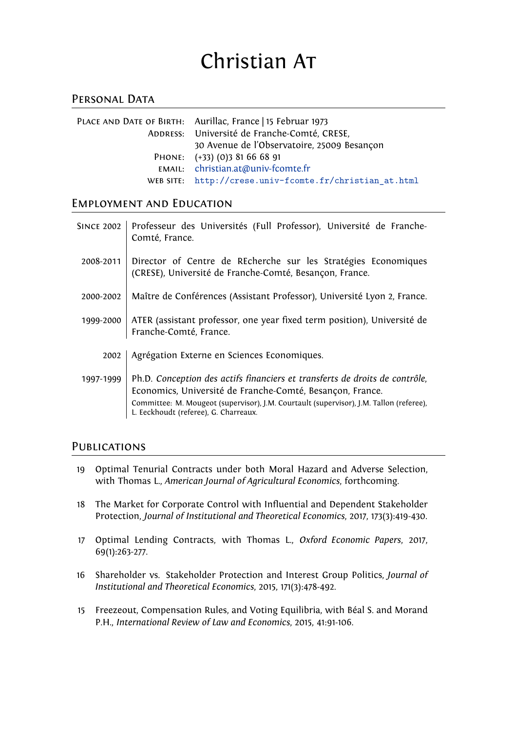# Christian At

## Personal Data

| | |
|---|---|
| Place and Date of Birth: | Aurillac, France \| 15 Februar 1973 |
| Address: | Université de Franche-Comté, CRESE, 30 Avenue de l'Observatoire, 25009 Besançon |
| Phone: | (+33) (0)3 81 66 68 91 |
| email: | christian.at@univ-fcomte.fr |
| web site: | http://crese.univ-fcomte.fr/christian_at.html |

## Employment and Education

| | |
|---|---|
| Since 2002 | Professeur des Universités (Full Professor), Université de Franche-Comté, France. |
| 2008-2011 | Director of Centre de REcherche sur les Stratégies Economiques (CRESE), Université de Franche-Comté, Besançon, France. |
| 2000-2002 | Maître de Conférences (Assistant Professor), Université Lyon 2, France. |
| 1999-2000 | ATER (assistant professor, one year fixed term position), Université de Franche-Comté, France. |
| 2002 | Agrégation Externe en Sciences Economiques. |
| 1997-1999 | Ph.D. *Conception des actifs financiers et transferts de droits de contrôle*, Economics, Université de Franche-Comté, Besançon, France. Committee: M. Mougeot (supervisor), J.M. Courtault (supervisor), J.M. Tallon (referee), L. Eeckhoudt (referee), G. Charreaux. |

## Publications

19 Optimal Tenurial Contracts under both Moral Hazard and Adverse Selection, with Thomas L., *American Journal of Agricultural Economics*, forthcoming.

18 The Market for Corporate Control with Influential and Dependent Stakeholder Protection, *Journal of Institutional and Theoretical Economics*, 2017, 173(3):419-430.

17 Optimal Lending Contracts, with Thomas L., *Oxford Economic Papers*, 2017, 69(1):263-277.

16 Shareholder vs. Stakeholder Protection and Interest Group Politics, *Journal of Institutional and Theoretical Economics*, 2015, 171(3):478-492.

15 Freezeout, Compensation Rules, and Voting Equilibria, with Béal S. and Morand P.H., *International Review of Law and Economics*, 2015, 41:91-106.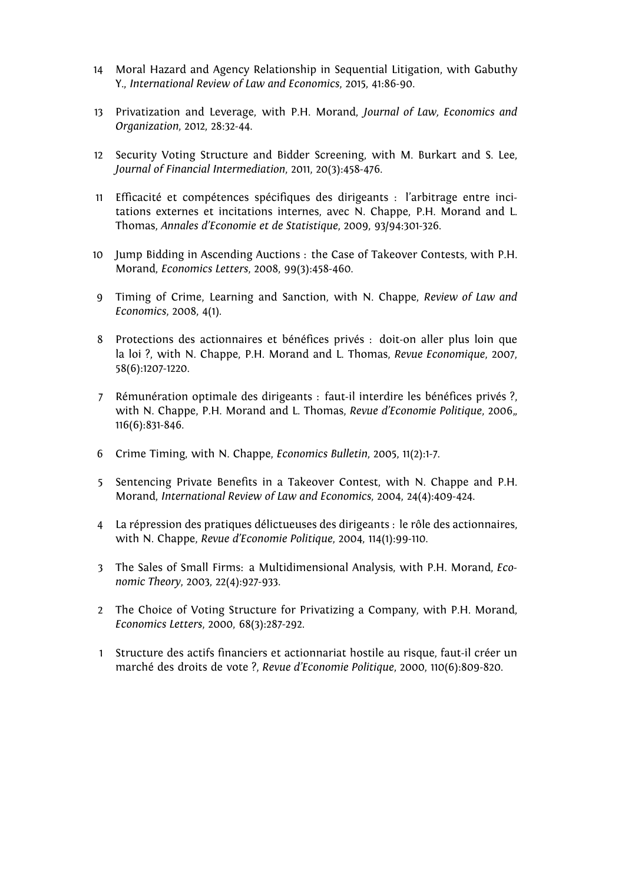14 Moral Hazard and Agency Relationship in Sequential Litigation, with Gabuthy Y., *International Review of Law and Economics*, 2015, 41:86-90.

13 Privatization and Leverage, with P.H. Morand, *Journal of Law, Economics and Organization*, 2012, 28:32-44.

12 Security Voting Structure and Bidder Screening, with M. Burkart and S. Lee, *Journal of Financial Intermediation*, 2011, 20(3):458-476.

11 Efficacité et compétences spécifiques des dirigeants : l'arbitrage entre incitations externes et incitations internes, avec N. Chappe, P.H. Morand and L. Thomas, *Annales d'Economie et de Statistique*, 2009, 93/94:301-326.

10 Jump Bidding in Ascending Auctions : the Case of Takeover Contests, with P.H. Morand, *Economics Letters*, 2008, 99(3):458-460.

9 Timing of Crime, Learning and Sanction, with N. Chappe, *Review of Law and Economics*, 2008, 4(1).

8 Protections des actionnaires et bénéfices privés : doit-on aller plus loin que la loi ?, with N. Chappe, P.H. Morand and L. Thomas, *Revue Economique*, 2007, 58(6):1207-1220.

7 Rémunération optimale des dirigeants : faut-il interdire les bénéfices privés ?, with N. Chappe, P.H. Morand and L. Thomas, *Revue d'Economie Politique*, 2006,, 116(6):831-846.

6 Crime Timing, with N. Chappe, *Economics Bulletin*, 2005, 11(2):1-7.

5 Sentencing Private Benefits in a Takeover Contest, with N. Chappe and P.H. Morand, *International Review of Law and Economics*, 2004, 24(4):409-424.

4 La répression des pratiques délictueuses des dirigeants : le rôle des actionnaires, with N. Chappe, *Revue d'Economie Politique*, 2004, 114(1):99-110.

3 The Sales of Small Firms: a Multidimensional Analysis, with P.H. Morand, *Economic Theory*, 2003, 22(4):927-933.

2 The Choice of Voting Structure for Privatizing a Company, with P.H. Morand, *Economics Letters*, 2000, 68(3):287-292.

1 Structure des actifs financiers et actionnariat hostile au risque, faut-il créer un marché des droits de vote ?, *Revue d'Economie Politique*, 2000, 110(6):809-820.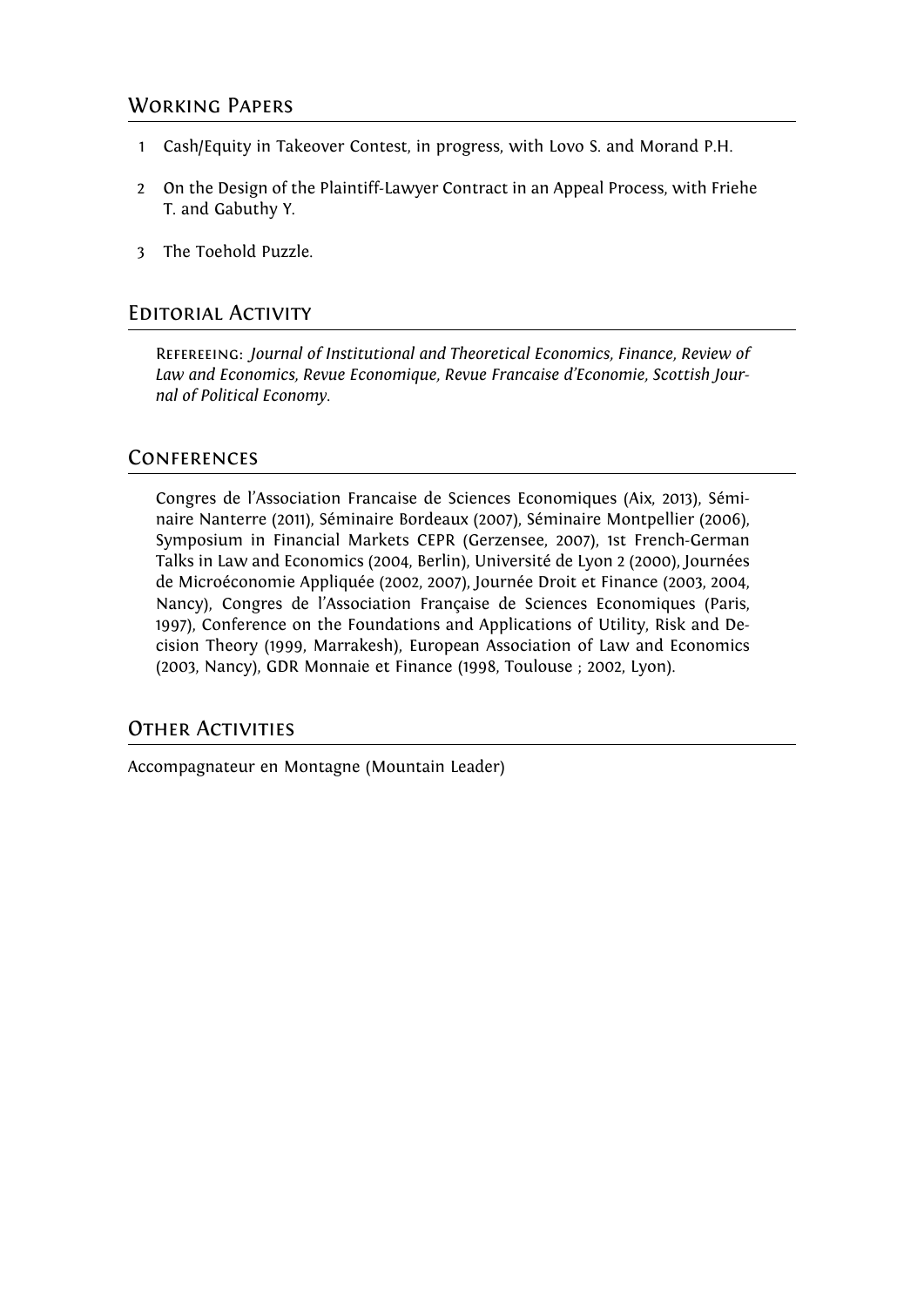## Working Papers

1. Cash/Equity in Takeover Contest, in progress, with Lovo S. and Morand P.H.
2. On the Design of the Plaintiff-Lawyer Contract in an Appeal Process, with Friehe T. and Gabuthy Y.
3. The Toehold Puzzle.

## Editorial Activity

Refereeing: *Journal of Institutional and Theoretical Economics, Finance, Review of Law and Economics, Revue Economique, Revue Francaise d'Economie, Scottish Journal of Political Economy.*

## Conferences

Congres de l'Association Francaise de Sciences Economiques (Aix, 2013), Séminaire Nanterre (2011), Séminaire Bordeaux (2007), Séminaire Montpellier (2006), Symposium in Financial Markets CEPR (Gerzensee, 2007), 1st French-German Talks in Law and Economics (2004, Berlin), Université de Lyon 2 (2000), Journées de Microéconomie Appliquée (2002, 2007), Journée Droit et Finance (2003, 2004, Nancy), Congres de l'Association Française de Sciences Economiques (Paris, 1997), Conference on the Foundations and Applications of Utility, Risk and Decision Theory (1999, Marrakesh), European Association of Law and Economics (2003, Nancy), GDR Monnaie et Finance (1998, Toulouse ; 2002, Lyon).

## Other Activities

Accompagnateur en Montagne (Mountain Leader)